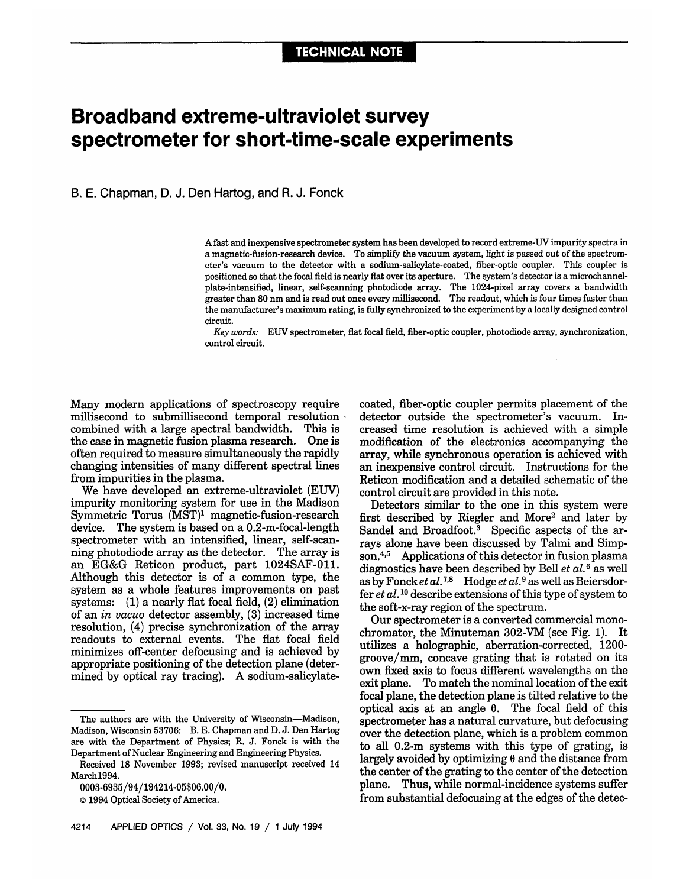TECHNICAL NOTE

# Broadband extreme-ultraviolet survey spectrometer for short-time-scale experiments

B. E. Chapman, D. J. Den Hartog, and R. J. Fonck

A fast and inexpensive spectrometer system has been developed to record extreme-UV impurity spectra in a magnetic-fusion-research device. To simplify the vacuum system, light is passed out of the spectrometer's vacuum to the detector with a sodium-salicylate-coated, fiber-optic coupler. This coupler is positioned so that the focal field is nearly flat over its aperture. The system's detector is a microchannel-plate-intensified, linear, self-scanning photodiode array. The 1024-pixel array covers a bandwidth greater than 80 nm and is read out once every millisecond. The readout, which is four times faster than the manufacturer's maximum rating, is fully synchronized to the experiment by a locally designed control circuit.

*Key words:* EUV spectrometer, flat focal field, fiber-optic coupler, photodiode array, synchronization, control circuit.

Many modern applications of spectroscopy require millisecond to submillisecond temporal resolution combined with a large spectral bandwidth. This is the case in magnetic fusion plasma research. One is often required to measure simultaneously the rapidly changing intensities of many different spectral lines from impurities in the plasma.

We have developed an extreme-ultraviolet (EUV) impurity monitoring system for use in the Madison Symmetric Torus (MST)[1] magnetic-fusion-research device. The system is based on a 0.2-m-focal-length spectrometer with an intensified, linear, self-scanning photodiode array as the detector. The array is an EG&G Reticon product, part 1024SAF-011. Although this detector is of a common type, the system as a whole features improvements on past systems: (1) a nearly flat focal field, (2) elimination of an *in vacuo* detector assembly, (3) increased time resolution, (4) precise synchronization of the array readouts to external events. The flat focal field minimizes off-center defocusing and is achieved by appropriate positioning of the detection plane (determined by optical ray tracing). A sodium-salicylate-coated, fiber-optic coupler permits placement of the detector outside the spectrometer's vacuum. Increased time resolution is achieved with a simple modification of the electronics accompanying the array, while synchronous operation is achieved with an inexpensive control circuit. Instructions for the Reticon modification and a detailed schematic of the control circuit are provided in this note.

Detectors similar to the one in this system were first described by Riegler and More[2] and later by Sandel and Broadfoot.[3] Specific aspects of the arrays alone have been discussed by Talmi and Simpson.[4,5] Applications of this detector in fusion plasma diagnostics have been described by Bell *et al.*[6] as well as by Fonck *et al.*[7,8] Hodge *et al.*[9] as well as Beiersdorfer *et al.*[10] describe extensions of this type of system to the soft-x-ray region of the spectrum.

Our spectrometer is a converted commercial monochromator, the Minuteman 302-VM (see Fig. 1). It utilizes a holographic, aberration-corrected, 1200-groove/mm, concave grating that is rotated on its own fixed axis to focus different wavelengths on the exit plane. To match the nominal location of the exit focal plane, the detection plane is tilted relative to the optical axis at an angle $\theta$. The focal field of this spectrometer has a natural curvature, but defocusing over the detection plane, which is a problem common to all 0.2-m systems with this type of grating, is largely avoided by optimizing $\theta$ and the distance from the center of the grating to the center of the detection plane. Thus, while normal-incidence systems suffer from substantial defocusing at the edges of the detec-

The authors are with the University of Wisconsin—Madison, Madison, Wisconsin 53706: B. E. Chapman and D. J. Den Hartog are with the Department of Physics; R. J. Fonck is with the Department of Nuclear Engineering and Engineering Physics.

Received 18 November 1993; revised manuscript received 14 March 1994.

0003-6935/94/194214-05$06.00/0.

© 1994 Optical Society of America.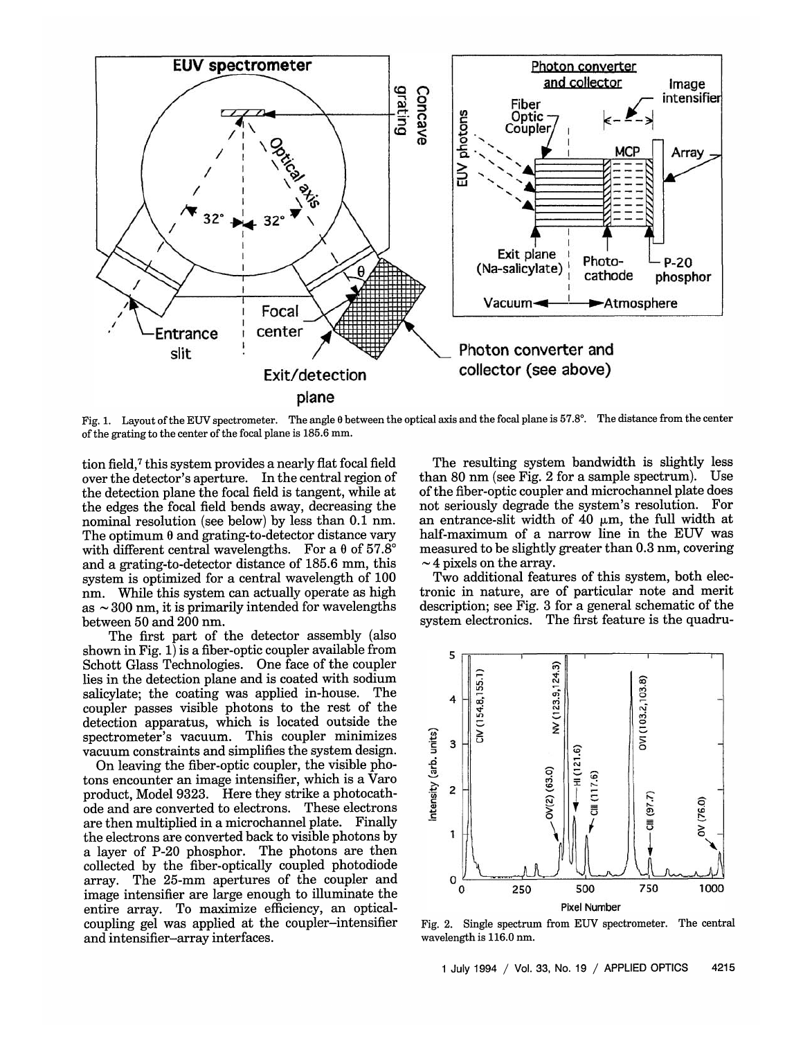Fig. 1. Layout of the EUV spectrometer. The angle θ between the optical axis and the focal plane is 57.8°. The distance from the center of the grating to the center of the focal plane is 185.6 mm.

tion field,[7] this system provides a nearly flat focal field over the detector's aperture. In the central region of the detection plane the focal field is tangent, while at the edges the focal field bends away, decreasing the nominal resolution (see below) by less than 0.1 nm. The optimum θ and grating-to-detector distance vary with different central wavelengths. For a θ of 57.8° and a grating-to-detector distance of 185.6 mm, this system is optimized for a central wavelength of 100 nm. While this system can actually operate as high as ~300 nm, it is primarily intended for wavelengths between 50 and 200 nm.

The first part of the detector assembly (also shown in Fig. 1) is a fiber-optic coupler available from Schott Glass Technologies. One face of the coupler lies in the detection plane and is coated with sodium salicylate; the coating was applied in-house. The coupler passes visible photons to the rest of the detection apparatus, which is located outside the spectrometer's vacuum. This coupler minimizes vacuum constraints and simplifies the system design.

On leaving the fiber-optic coupler, the visible photons encounter an image intensifier, which is a Varo product, Model 9323. Here they strike a photocathode and are converted to electrons. These electrons are then multiplied in a microchannel plate. Finally the electrons are converted back to visible photons by a layer of P-20 phosphor. The photons are then collected by the fiber-optically coupled photodiode array. The 25-mm apertures of the coupler and image intensifier are large enough to illuminate the entire array. To maximize efficiency, an optical-coupling gel was applied at the coupler–intensifier and intensifier–array interfaces.

The resulting system bandwidth is slightly less than 80 nm (see Fig. 2 for a sample spectrum). Use of the fiber-optic coupler and microchannel plate does not seriously degrade the system's resolution. For an entrance-slit width of 40 μm, the full width at half-maximum of a narrow line in the EUV was measured to be slightly greater than 0.3 nm, covering ~4 pixels on the array.

Two additional features of this system, both electronic in nature, are of particular note and merit description; see Fig. 3 for a general schematic of the system electronics. The first feature is the quadru-

Fig. 2. Single spectrum from EUV spectrometer. The central wavelength is 116.0 nm.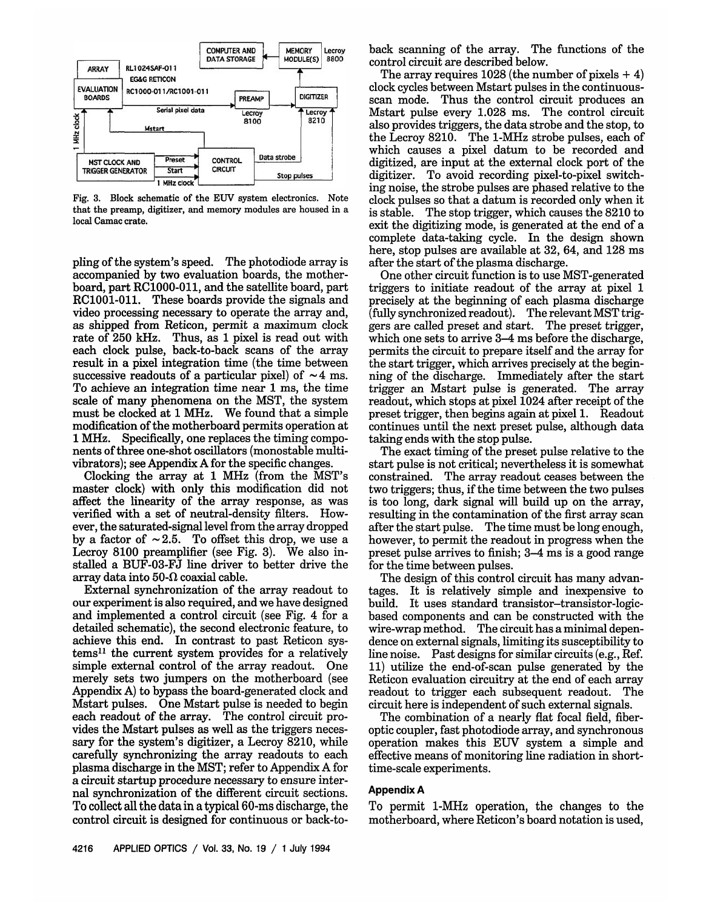Fig. 3. Block schematic of the EUV system electronics. Note that the preamp, digitizer, and memory modules are housed in a local Camac crate.

pling of the system's speed. The photodiode array is accompanied by two evaluation boards, the motherboard, part RC1000-011, and the satellite board, part RC1001-011. These boards provide the signals and video processing necessary to operate the array and, as shipped from Reticon, permit a maximum clock rate of 250 kHz. Thus, as 1 pixel is read out with each clock pulse, back-to-back scans of the array result in a pixel integration time (the time between successive readouts of a particular pixel) of ~4 ms. To achieve an integration time near 1 ms, the time scale of many phenomena on the MST, the system must be clocked at 1 MHz. We found that a simple modification of the motherboard permits operation at 1 MHz. Specifically, one replaces the timing components of three one-shot oscillators (monostable multivibrators); see Appendix A for the specific changes.

Clocking the array at 1 MHz (from the MST's master clock) with only this modification did not affect the linearity of the array response, as was verified with a set of neutral-density filters. However, the saturated-signal level from the array dropped by a factor of ~2.5. To offset this drop, we use a Lecroy 8100 preamplifier (see Fig. 3). We also installed a BUF-03-FJ line driver to better drive the array data into 50-Ω coaxial cable.

External synchronization of the array readout to our experiment is also required, and we have designed and implemented a control circuit (see Fig. 4 for a detailed schematic), the second electronic feature, to achieve this end. In contrast to past Reticon systems[11] the current system provides for a relatively simple external control of the array readout. One merely sets two jumpers on the motherboard (see Appendix A) to bypass the board-generated clock and Mstart pulses. One Mstart pulse is needed to begin each readout of the array. The control circuit provides the Mstart pulses as well as the triggers necessary for the system's digitizer, a Lecroy 8210, while carefully synchronizing the array readouts to each plasma discharge in the MST; refer to Appendix A for a circuit startup procedure necessary to ensure internal synchronization of the different circuit sections. To collect all the data in a typical 60-ms discharge, the control circuit is designed for continuous or back-to-back scanning of the array. The functions of the control circuit are described below.

The array requires 1028 (the number of pixels + 4) clock cycles between Mstart pulses in the continuous-scan mode. Thus the control circuit produces an Mstart pulse every 1.028 ms. The control circuit also provides triggers, the data strobe and the stop, to the Lecroy 8210. The 1-MHz strobe pulses, each of which causes a pixel datum to be recorded and digitized, are input at the external clock port of the digitizer. To avoid recording pixel-to-pixel switching noise, the strobe pulses are phased relative to the clock pulses so that a datum is recorded only when it is stable. The stop trigger, which causes the 8210 to exit the digitizing mode, is generated at the end of a complete data-taking cycle. In the design shown here, stop pulses are available at 32, 64, and 128 ms after the start of the plasma discharge.

One other circuit function is to use MST-generated triggers to initiate readout of the array at pixel 1 precisely at the beginning of each plasma discharge (fully synchronized readout). The relevant MST triggers are called preset and start. The preset trigger, which one sets to arrive 3–4 ms before the discharge, permits the circuit to prepare itself and the array for the start trigger, which arrives precisely at the beginning of the discharge. Immediately after the start trigger an Mstart pulse is generated. The array readout, which stops at pixel 1024 after receipt of the preset trigger, then begins again at pixel 1. Readout continues until the next preset pulse, although data taking ends with the stop pulse.

The exact timing of the preset pulse relative to the start pulse is not critical; nevertheless it is somewhat constrained. The array readout ceases between the two triggers; thus, if the time between the two pulses is too long, dark signal will build up on the array, resulting in the contamination of the first array scan after the start pulse. The time must be long enough, however, to permit the readout in progress when the preset pulse arrives to finish; 3–4 ms is a good range for the time between pulses.

The design of this control circuit has many advantages. It is relatively simple and inexpensive to build. It uses standard transistor–transistor-logic-based components and can be constructed with the wire-wrap method. The circuit has a minimal dependence on external signals, limiting its susceptibility to line noise. Past designs for similar circuits (e.g., Ref. 11) utilize the end-of-scan pulse generated by the Reticon evaluation circuitry at the end of each array readout to trigger each subsequent readout. The circuit here is independent of such external signals.

The combination of a nearly flat focal field, fiber-optic coupler, fast photodiode array, and synchronous operation makes this EUV system a simple and effective means of monitoring line radiation in short-time-scale experiments.

## Appendix A

To permit 1-MHz operation, the changes to the motherboard, where Reticon's board notation is used,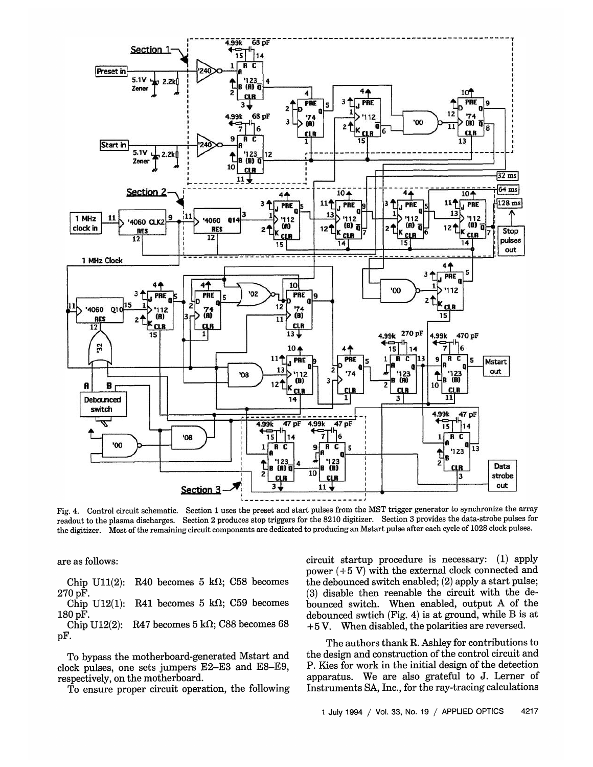Fig. 4. Control circuit schematic. Section 1 uses the preset and start pulses from the MST trigger generator to synchronize the array readout to the plasma discharges. Section 2 produces stop triggers for the 8210 digitizer. Section 3 provides the data-strobe pulses for the digitizer. Most of the remaining circuit components are dedicated to producing an Mstart pulse after each cycle of 1028 clock pulses.

are as follows:

Chip U11(2): R40 becomes 5 kΩ; C58 becomes 270 pF.

Chip U12(1): R41 becomes 5 kΩ; C59 becomes 180 pF.

Chip U12(2): R47 becomes 5 kΩ; C88 becomes 68 pF.

To bypass the motherboard-generated Mstart and clock pulses, one sets jumpers E2–E3 and E8–E9, respectively, on the motherboard.

To ensure proper circuit operation, the following circuit startup procedure is necessary: (1) apply power (+5 V) with the external clock connected and the debounced switch enabled; (2) apply a start pulse; (3) disable then reenable the circuit with the debounced switch. When enabled, output A of the debounced swtich (Fig. 4) is at ground, while B is at +5 V. When disabled, the polarities are reversed.

The authors thank R. Ashley for contributions to the design and construction of the control circuit and P. Kies for work in the initial design of the detection apparatus. We are also grateful to J. Lerner of Instruments SA, Inc., for the ray-tracing calculations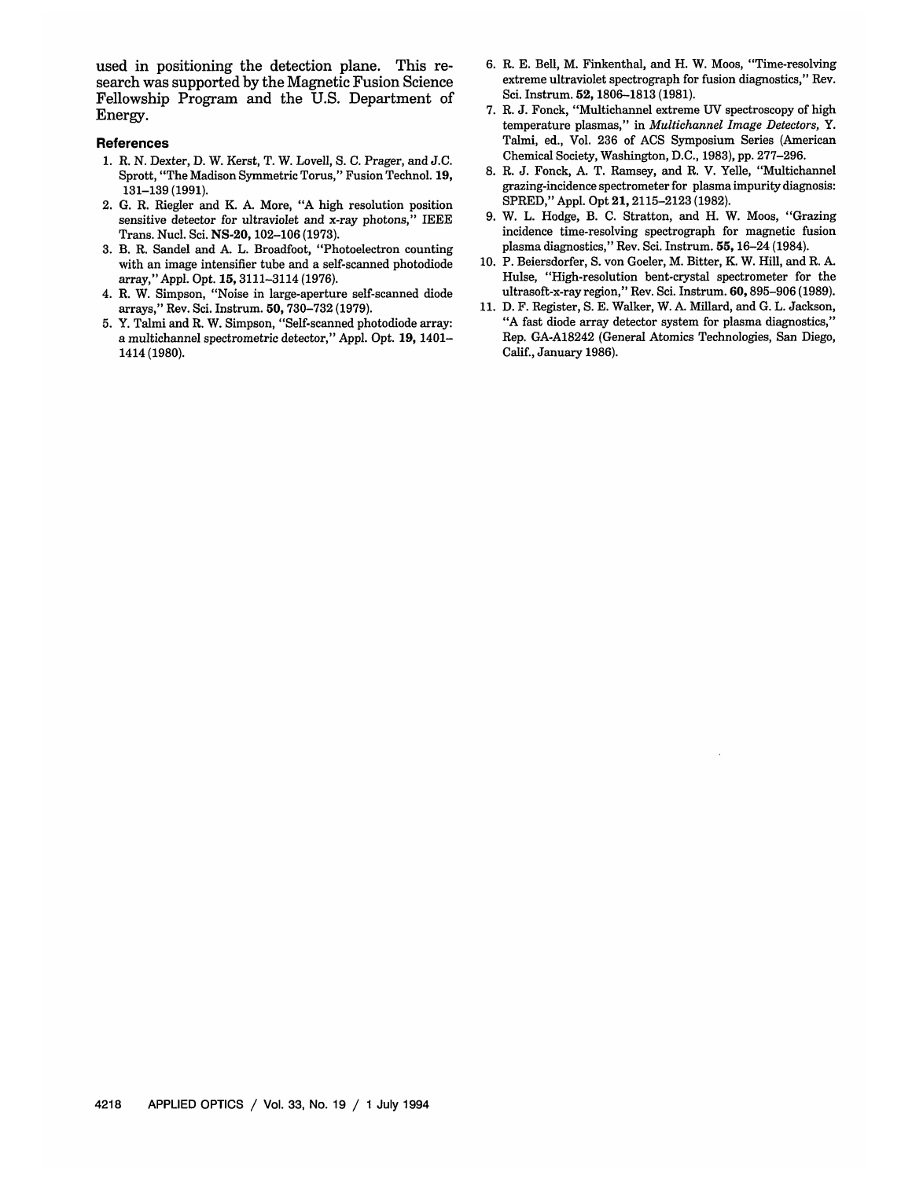used in positioning the detection plane. This research was supported by the Magnetic Fusion Science Fellowship Program and the U.S. Department of Energy.

### References

1. R. N. Dexter, D. W. Kerst, T. W. Lovell, S. C. Prager, and J.C. Sprott, "The Madison Symmetric Torus," Fusion Technol. **19,** 131–139 (1991).
2. G. R. Riegler and K. A. More, "A high resolution position sensitive detector for ultraviolet and x-ray photons," IEEE Trans. Nucl. Sci. **NS-20,** 102–106 (1973).
3. B. R. Sandel and A. L. Broadfoot, "Photoelectron counting with an image intensifier tube and a self-scanned photodiode array," Appl. Opt. **15,** 3111–3114 (1976).
4. R. W. Simpson, "Noise in large-aperture self-scanned diode arrays," Rev. Sci. Instrum. **50,** 730–732 (1979).
5. Y. Talmi and R. W. Simpson, "Self-scanned photodiode array: a multichannel spectrometric detector," Appl. Opt. **19,** 1401–1414 (1980).
6. R. E. Bell, M. Finkenthal, and H. W. Moos, "Time-resolving extreme ultraviolet spectrograph for fusion diagnostics," Rev. Sci. Instrum. **52,** 1806–1813 (1981).
7. R. J. Fonck, "Multichannel extreme UV spectroscopy of high temperature plasmas," in *Multichannel Image Detectors,* Y. Talmi, ed., Vol. 236 of ACS Symposium Series (American Chemical Society, Washington, D.C., 1983), pp. 277–296.
8. R. J. Fonck, A. T. Ramsey, and R. V. Yelle, "Multichannel grazing-incidence spectrometer for plasma impurity diagnosis: SPRED," Appl. Opt **21,** 2115–2123 (1982).
9. W. L. Hodge, B. C. Stratton, and H. W. Moos, "Grazing incidence time-resolving spectrograph for magnetic fusion plasma diagnostics," Rev. Sci. Instrum. **55,** 16–24 (1984).
10. P. Beiersdorfer, S. von Goeler, M. Bitter, K. W. Hill, and R. A. Hulse, "High-resolution bent-crystal spectrometer for the ultrasoft-x-ray region," Rev. Sci. Instrum. **60,** 895–906 (1989).
11. D. F. Register, S. E. Walker, W. A. Millard, and G. L. Jackson, "A fast diode array detector system for plasma diagnostics," Rep. GA-A18242 (General Atomics Technologies, San Diego, Calif., January 1986).